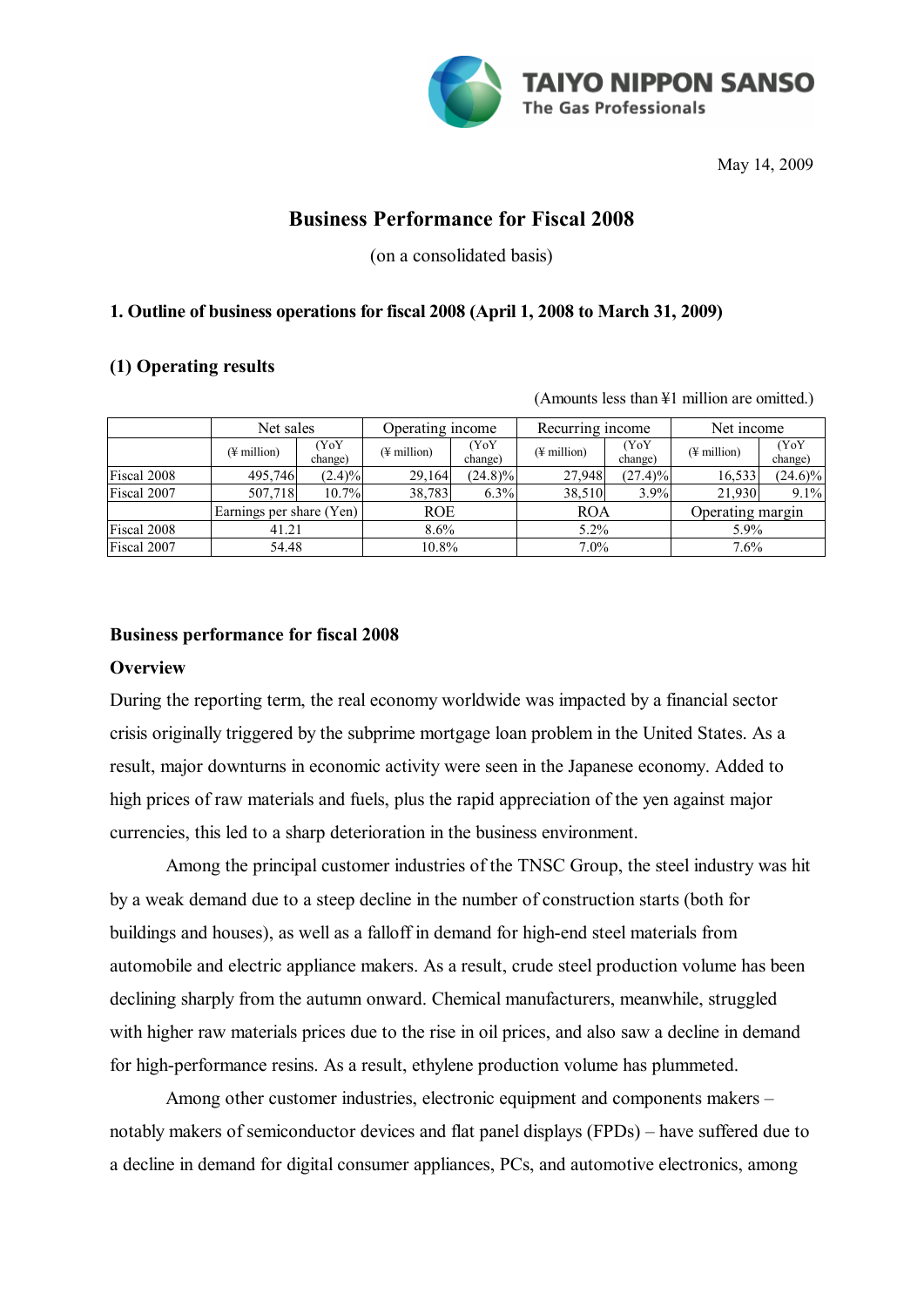TAIYO NIPPON SANSO
The Gas Professionals

May 14, 2009

# Business Performance for Fiscal 2008

(on a consolidated basis)

## 1. Outline of business operations for fiscal 2008 (April 1, 2008 to March 31, 2009)

### (1) Operating results

(Amounts less than ¥1 million are omitted.)

| | Net sales | | Operating income | | Recurring income | | Net income | |
|---|---|---|---|---|---|---|---|---|
| | (¥ million) | (YoY change) | (¥ million) | (YoY change) | (¥ million) | (YoY change) | (¥ million) | (YoY change) |
| Fiscal 2008 | 495,746 | (2.4)% | 29,164 | (24.8)% | 27,948 | (27.4)% | 16,533 | (24.6)% |
| Fiscal 2007 | 507,718 | 10.7% | 38,783 | 6.3% | 38,510 | 3.9% | 21,930 | 9.1% |
| | Earnings per share (Yen) | | ROE | | ROA | | Operating margin | |
| Fiscal 2008 | 41.21 | | 8.6% | | 5.2% | | 5.9% | |
| Fiscal 2007 | 54.48 | | 10.8% | | 7.0% | | 7.6% | |

**Business performance for fiscal 2008**

**Overview**

During the reporting term, the real economy worldwide was impacted by a financial sector crisis originally triggered by the subprime mortgage loan problem in the United States. As a result, major downturns in economic activity were seen in the Japanese economy. Added to high prices of raw materials and fuels, plus the rapid appreciation of the yen against major currencies, this led to a sharp deterioration in the business environment.

Among the principal customer industries of the TNSC Group, the steel industry was hit by a weak demand due to a steep decline in the number of construction starts (both for buildings and houses), as well as a falloff in demand for high-end steel materials from automobile and electric appliance makers. As a result, crude steel production volume has been declining sharply from the autumn onward. Chemical manufacturers, meanwhile, struggled with higher raw materials prices due to the rise in oil prices, and also saw a decline in demand for high-performance resins. As a result, ethylene production volume has plummeted.

Among other customer industries, electronic equipment and components makers – notably makers of semiconductor devices and flat panel displays (FPDs) – have suffered due to a decline in demand for digital consumer appliances, PCs, and automotive electronics, among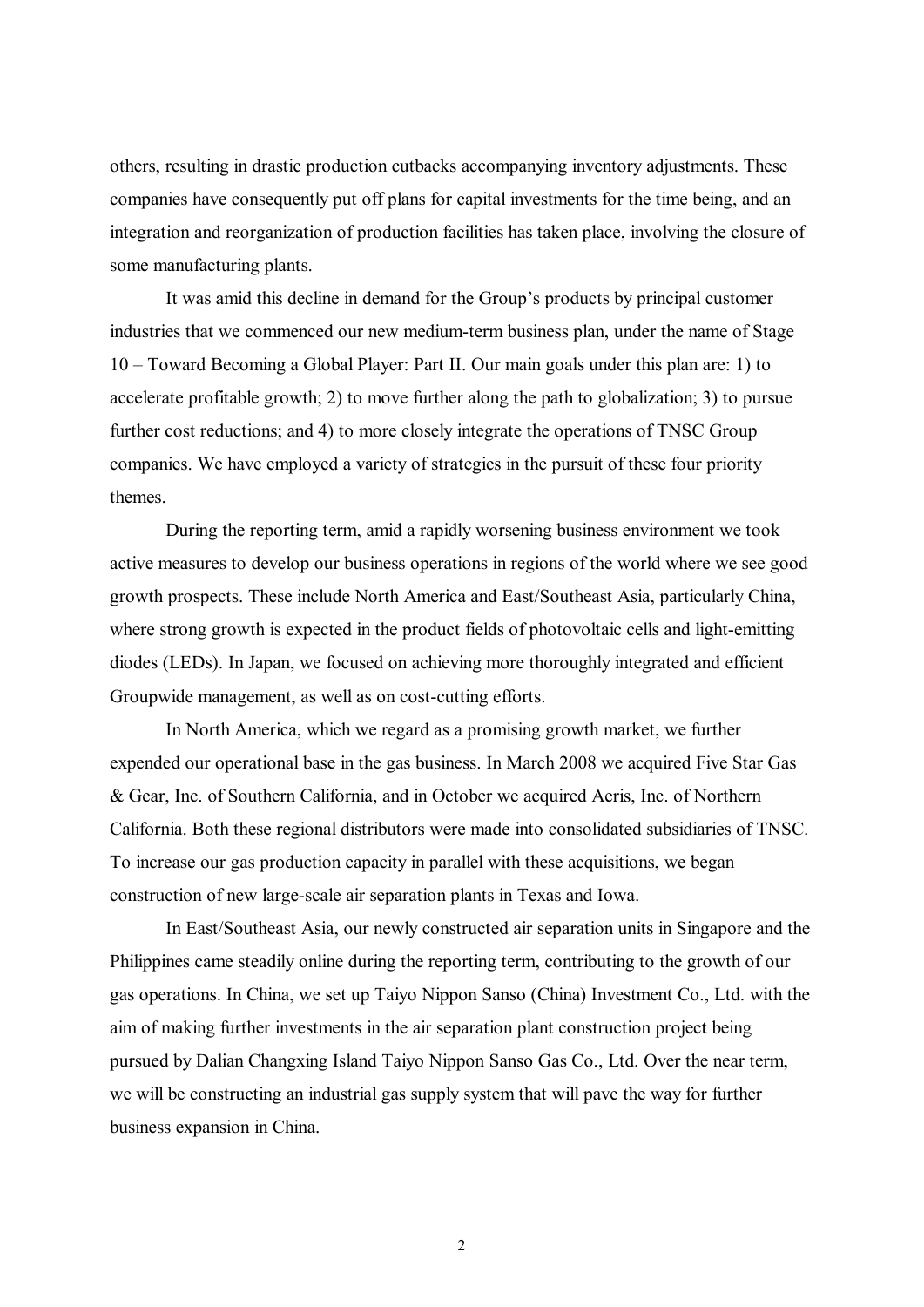others, resulting in drastic production cutbacks accompanying inventory adjustments. These companies have consequently put off plans for capital investments for the time being, and an integration and reorganization of production facilities has taken place, involving the closure of some manufacturing plants.

It was amid this decline in demand for the Group's products by principal customer industries that we commenced our new medium-term business plan, under the name of Stage 10 – Toward Becoming a Global Player: Part II. Our main goals under this plan are: 1) to accelerate profitable growth; 2) to move further along the path to globalization; 3) to pursue further cost reductions; and 4) to more closely integrate the operations of TNSC Group companies. We have employed a variety of strategies in the pursuit of these four priority themes.

During the reporting term, amid a rapidly worsening business environment we took active measures to develop our business operations in regions of the world where we see good growth prospects. These include North America and East/Southeast Asia, particularly China, where strong growth is expected in the product fields of photovoltaic cells and light-emitting diodes (LEDs). In Japan, we focused on achieving more thoroughly integrated and efficient Groupwide management, as well as on cost-cutting efforts.

In North America, which we regard as a promising growth market, we further expended our operational base in the gas business. In March 2008 we acquired Five Star Gas & Gear, Inc. of Southern California, and in October we acquired Aeris, Inc. of Northern California. Both these regional distributors were made into consolidated subsidiaries of TNSC. To increase our gas production capacity in parallel with these acquisitions, we began construction of new large-scale air separation plants in Texas and Iowa.

In East/Southeast Asia, our newly constructed air separation units in Singapore and the Philippines came steadily online during the reporting term, contributing to the growth of our gas operations. In China, we set up Taiyo Nippon Sanso (China) Investment Co., Ltd. with the aim of making further investments in the air separation plant construction project being pursued by Dalian Changxing Island Taiyo Nippon Sanso Gas Co., Ltd. Over the near term, we will be constructing an industrial gas supply system that will pave the way for further business expansion in China.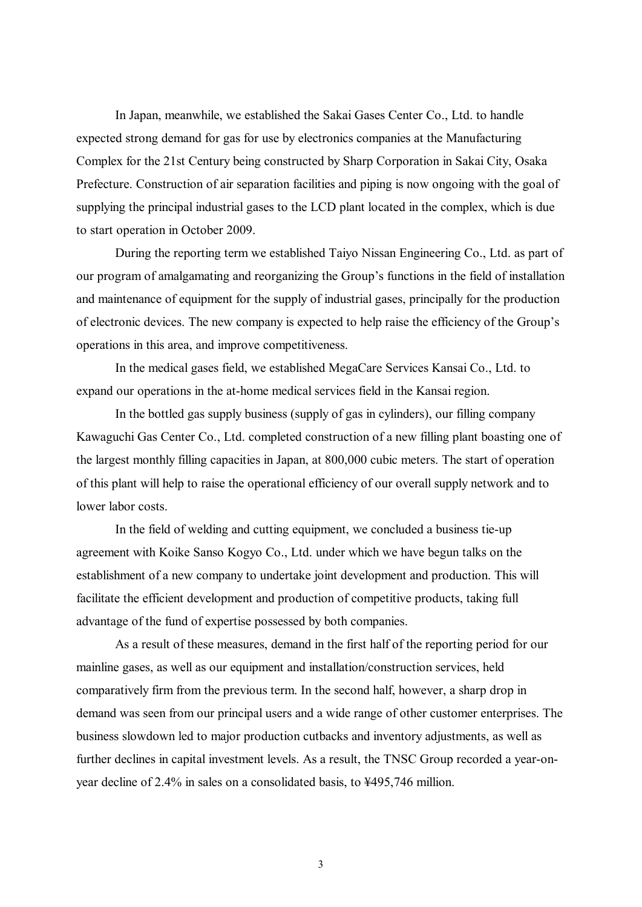In Japan, meanwhile, we established the Sakai Gases Center Co., Ltd. to handle expected strong demand for gas for use by electronics companies at the Manufacturing Complex for the 21st Century being constructed by Sharp Corporation in Sakai City, Osaka Prefecture. Construction of air separation facilities and piping is now ongoing with the goal of supplying the principal industrial gases to the LCD plant located in the complex, which is due to start operation in October 2009.

During the reporting term we established Taiyo Nissan Engineering Co., Ltd. as part of our program of amalgamating and reorganizing the Group's functions in the field of installation and maintenance of equipment for the supply of industrial gases, principally for the production of electronic devices. The new company is expected to help raise the efficiency of the Group's operations in this area, and improve competitiveness.

In the medical gases field, we established MegaCare Services Kansai Co., Ltd. to expand our operations in the at-home medical services field in the Kansai region.

In the bottled gas supply business (supply of gas in cylinders), our filling company Kawaguchi Gas Center Co., Ltd. completed construction of a new filling plant boasting one of the largest monthly filling capacities in Japan, at 800,000 cubic meters. The start of operation of this plant will help to raise the operational efficiency of our overall supply network and to lower labor costs.

In the field of welding and cutting equipment, we concluded a business tie-up agreement with Koike Sanso Kogyo Co., Ltd. under which we have begun talks on the establishment of a new company to undertake joint development and production. This will facilitate the efficient development and production of competitive products, taking full advantage of the fund of expertise possessed by both companies.

As a result of these measures, demand in the first half of the reporting period for our mainline gases, as well as our equipment and installation/construction services, held comparatively firm from the previous term. In the second half, however, a sharp drop in demand was seen from our principal users and a wide range of other customer enterprises. The business slowdown led to major production cutbacks and inventory adjustments, as well as further declines in capital investment levels. As a result, the TNSC Group recorded a year-on-year decline of 2.4% in sales on a consolidated basis, to ¥495,746 million.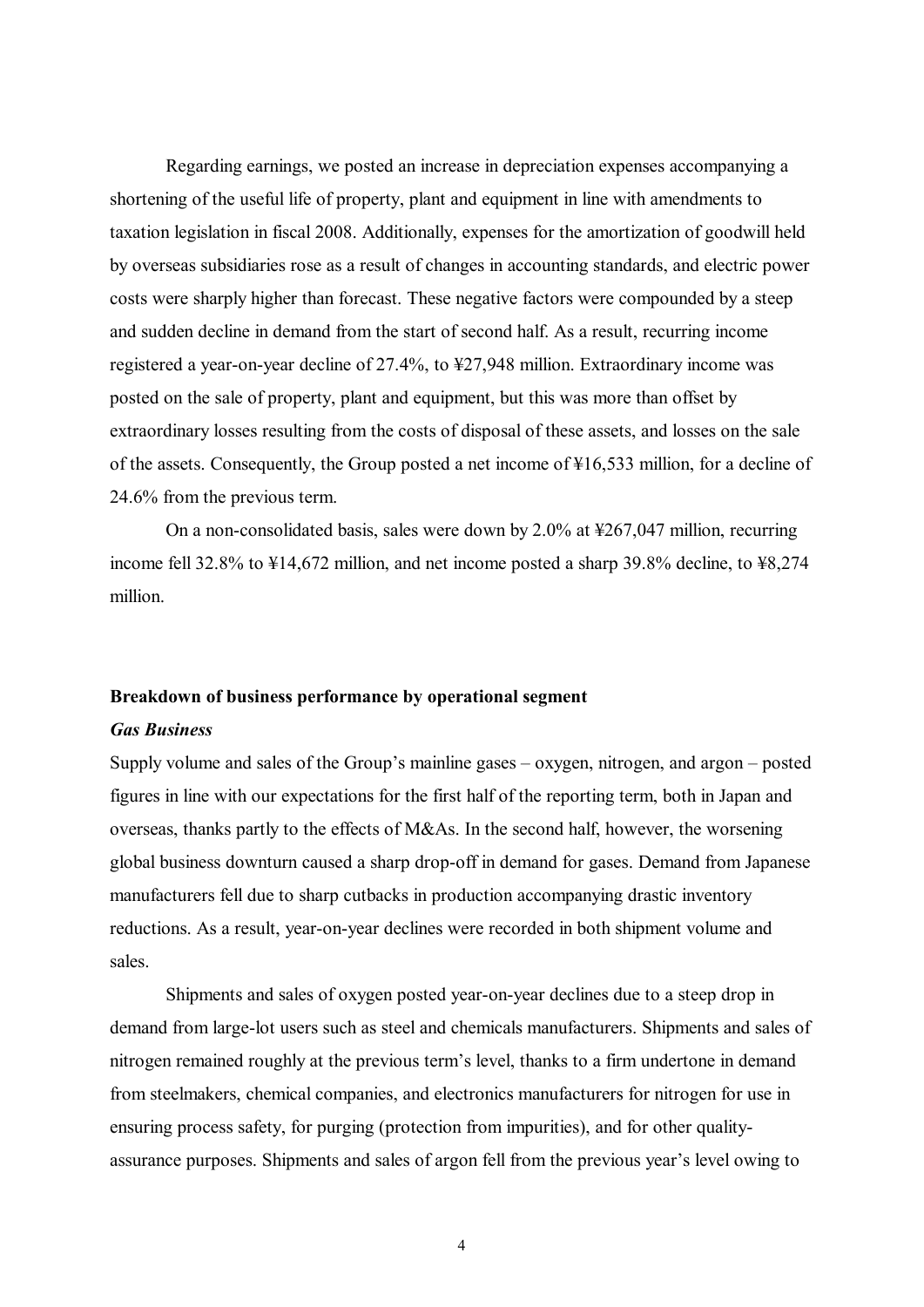Regarding earnings, we posted an increase in depreciation expenses accompanying a shortening of the useful life of property, plant and equipment in line with amendments to taxation legislation in fiscal 2008. Additionally, expenses for the amortization of goodwill held by overseas subsidiaries rose as a result of changes in accounting standards, and electric power costs were sharply higher than forecast. These negative factors were compounded by a steep and sudden decline in demand from the start of second half. As a result, recurring income registered a year-on-year decline of 27.4%, to ¥27,948 million. Extraordinary income was posted on the sale of property, plant and equipment, but this was more than offset by extraordinary losses resulting from the costs of disposal of these assets, and losses on the sale of the assets. Consequently, the Group posted a net income of ¥16,533 million, for a decline of 24.6% from the previous term.

On a non-consolidated basis, sales were down by 2.0% at ¥267,047 million, recurring income fell 32.8% to ¥14,672 million, and net income posted a sharp 39.8% decline, to ¥8,274 million.

**Breakdown of business performance by operational segment**

***Gas Business***

Supply volume and sales of the Group's mainline gases – oxygen, nitrogen, and argon – posted figures in line with our expectations for the first half of the reporting term, both in Japan and overseas, thanks partly to the effects of M&As. In the second half, however, the worsening global business downturn caused a sharp drop-off in demand for gases. Demand from Japanese manufacturers fell due to sharp cutbacks in production accompanying drastic inventory reductions. As a result, year-on-year declines were recorded in both shipment volume and sales.

Shipments and sales of oxygen posted year-on-year declines due to a steep drop in demand from large-lot users such as steel and chemicals manufacturers. Shipments and sales of nitrogen remained roughly at the previous term's level, thanks to a firm undertone in demand from steelmakers, chemical companies, and electronics manufacturers for nitrogen for use in ensuring process safety, for purging (protection from impurities), and for other quality-assurance purposes. Shipments and sales of argon fell from the previous year's level owing to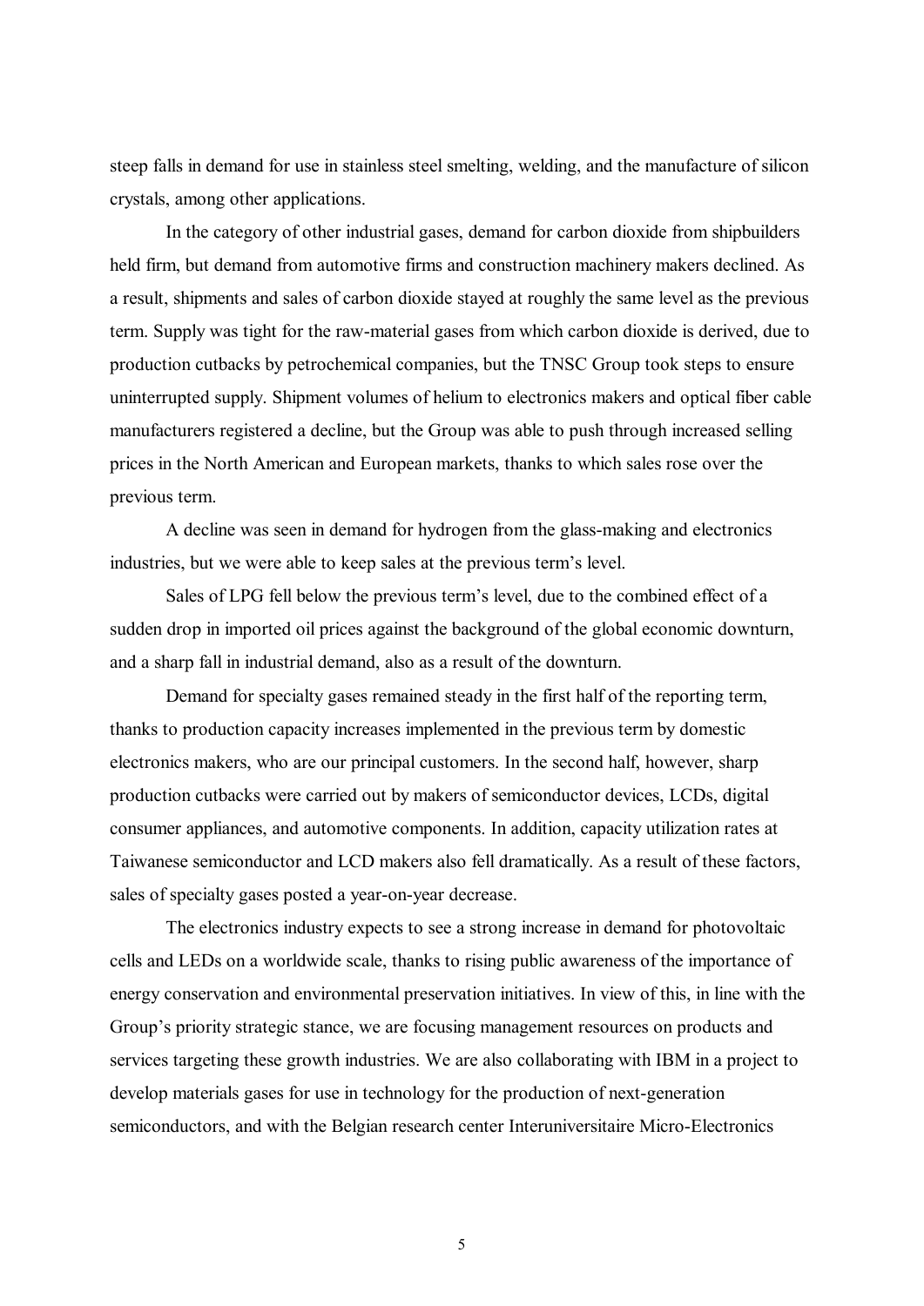steep falls in demand for use in stainless steel smelting, welding, and the manufacture of silicon crystals, among other applications.

In the category of other industrial gases, demand for carbon dioxide from shipbuilders held firm, but demand from automotive firms and construction machinery makers declined. As a result, shipments and sales of carbon dioxide stayed at roughly the same level as the previous term. Supply was tight for the raw-material gases from which carbon dioxide is derived, due to production cutbacks by petrochemical companies, but the TNSC Group took steps to ensure uninterrupted supply. Shipment volumes of helium to electronics makers and optical fiber cable manufacturers registered a decline, but the Group was able to push through increased selling prices in the North American and European markets, thanks to which sales rose over the previous term.

A decline was seen in demand for hydrogen from the glass-making and electronics industries, but we were able to keep sales at the previous term's level.

Sales of LPG fell below the previous term's level, due to the combined effect of a sudden drop in imported oil prices against the background of the global economic downturn, and a sharp fall in industrial demand, also as a result of the downturn.

Demand for specialty gases remained steady in the first half of the reporting term, thanks to production capacity increases implemented in the previous term by domestic electronics makers, who are our principal customers. In the second half, however, sharp production cutbacks were carried out by makers of semiconductor devices, LCDs, digital consumer appliances, and automotive components. In addition, capacity utilization rates at Taiwanese semiconductor and LCD makers also fell dramatically. As a result of these factors, sales of specialty gases posted a year-on-year decrease.

The electronics industry expects to see a strong increase in demand for photovoltaic cells and LEDs on a worldwide scale, thanks to rising public awareness of the importance of energy conservation and environmental preservation initiatives. In view of this, in line with the Group's priority strategic stance, we are focusing management resources on products and services targeting these growth industries. We are also collaborating with IBM in a project to develop materials gases for use in technology for the production of next-generation semiconductors, and with the Belgian research center Interuniversitaire Micro-Electronics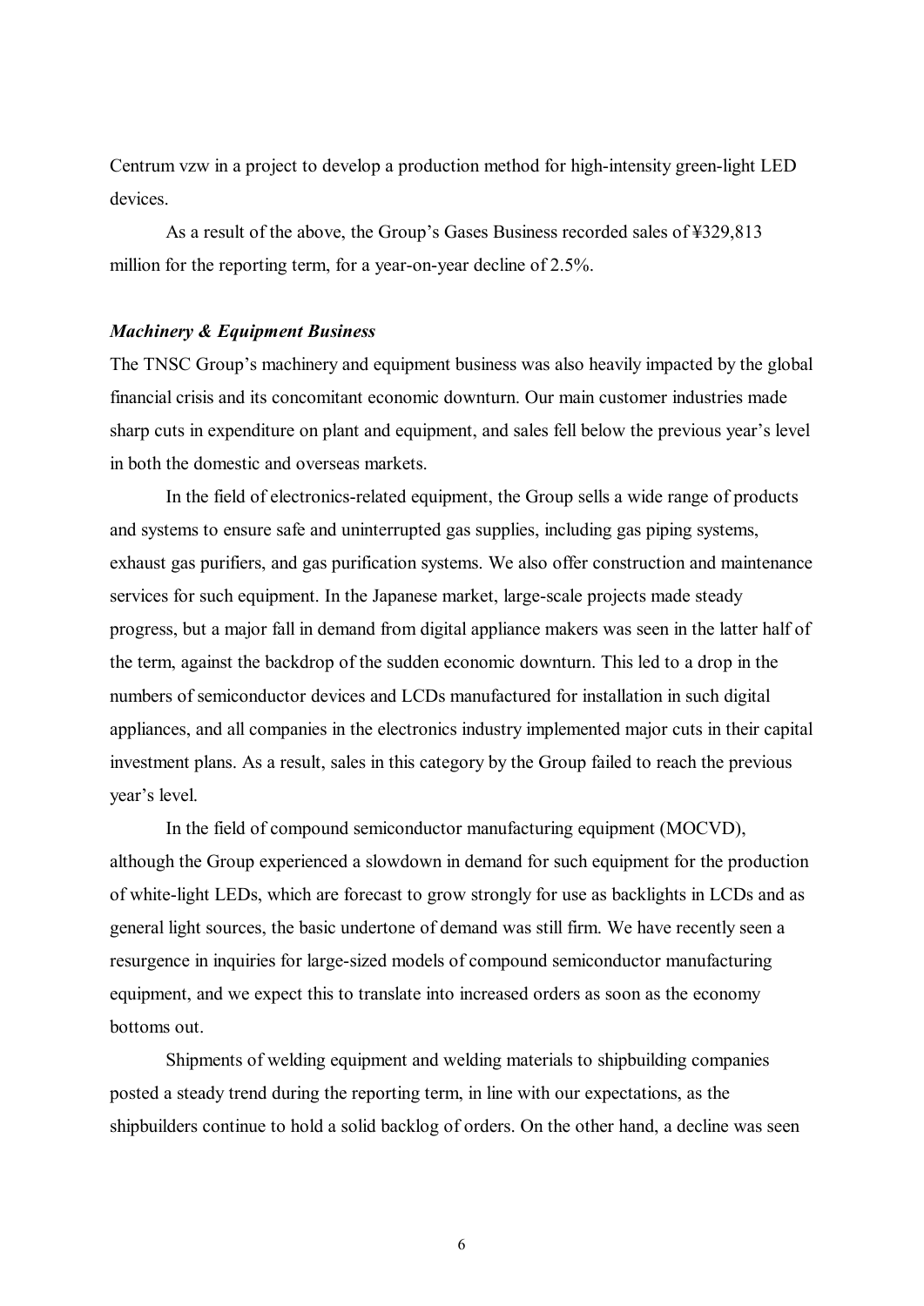Centrum vzw in a project to develop a production method for high-intensity green-light LED devices.

As a result of the above, the Group's Gases Business recorded sales of ¥329,813 million for the reporting term, for a year-on-year decline of 2.5%.

***Machinery & Equipment Business***

The TNSC Group's machinery and equipment business was also heavily impacted by the global financial crisis and its concomitant economic downturn. Our main customer industries made sharp cuts in expenditure on plant and equipment, and sales fell below the previous year's level in both the domestic and overseas markets.

In the field of electronics-related equipment, the Group sells a wide range of products and systems to ensure safe and uninterrupted gas supplies, including gas piping systems, exhaust gas purifiers, and gas purification systems. We also offer construction and maintenance services for such equipment. In the Japanese market, large-scale projects made steady progress, but a major fall in demand from digital appliance makers was seen in the latter half of the term, against the backdrop of the sudden economic downturn. This led to a drop in the numbers of semiconductor devices and LCDs manufactured for installation in such digital appliances, and all companies in the electronics industry implemented major cuts in their capital investment plans. As a result, sales in this category by the Group failed to reach the previous year's level.

In the field of compound semiconductor manufacturing equipment (MOCVD), although the Group experienced a slowdown in demand for such equipment for the production of white-light LEDs, which are forecast to grow strongly for use as backlights in LCDs and as general light sources, the basic undertone of demand was still firm. We have recently seen a resurgence in inquiries for large-sized models of compound semiconductor manufacturing equipment, and we expect this to translate into increased orders as soon as the economy bottoms out.

Shipments of welding equipment and welding materials to shipbuilding companies posted a steady trend during the reporting term, in line with our expectations, as the shipbuilders continue to hold a solid backlog of orders. On the other hand, a decline was seen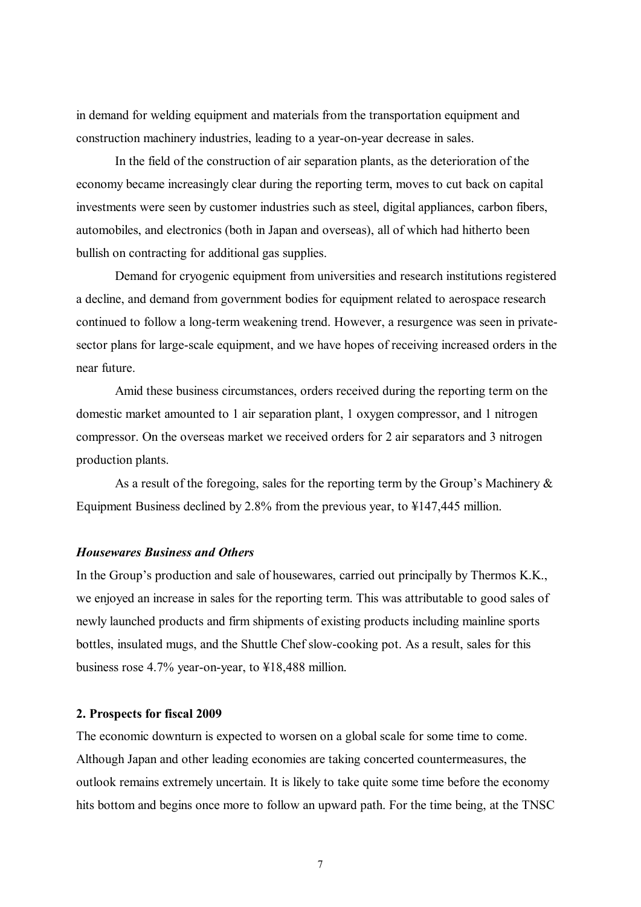in demand for welding equipment and materials from the transportation equipment and construction machinery industries, leading to a year-on-year decrease in sales.

In the field of the construction of air separation plants, as the deterioration of the economy became increasingly clear during the reporting term, moves to cut back on capital investments were seen by customer industries such as steel, digital appliances, carbon fibers, automobiles, and electronics (both in Japan and overseas), all of which had hitherto been bullish on contracting for additional gas supplies.

Demand for cryogenic equipment from universities and research institutions registered a decline, and demand from government bodies for equipment related to aerospace research continued to follow a long-term weakening trend. However, a resurgence was seen in private-sector plans for large-scale equipment, and we have hopes of receiving increased orders in the near future.

Amid these business circumstances, orders received during the reporting term on the domestic market amounted to 1 air separation plant, 1 oxygen compressor, and 1 nitrogen compressor. On the overseas market we received orders for 2 air separators and 3 nitrogen production plants.

As a result of the foregoing, sales for the reporting term by the Group's Machinery & Equipment Business declined by 2.8% from the previous year, to ¥147,445 million.

***Housewares Business and Others***

In the Group's production and sale of housewares, carried out principally by Thermos K.K., we enjoyed an increase in sales for the reporting term. This was attributable to good sales of newly launched products and firm shipments of existing products including mainline sports bottles, insulated mugs, and the Shuttle Chef slow-cooking pot. As a result, sales for this business rose 4.7% year-on-year, to ¥18,488 million.

**2. Prospects for fiscal 2009**

The economic downturn is expected to worsen on a global scale for some time to come. Although Japan and other leading economies are taking concerted countermeasures, the outlook remains extremely uncertain. It is likely to take quite some time before the economy hits bottom and begins once more to follow an upward path. For the time being, at the TNSC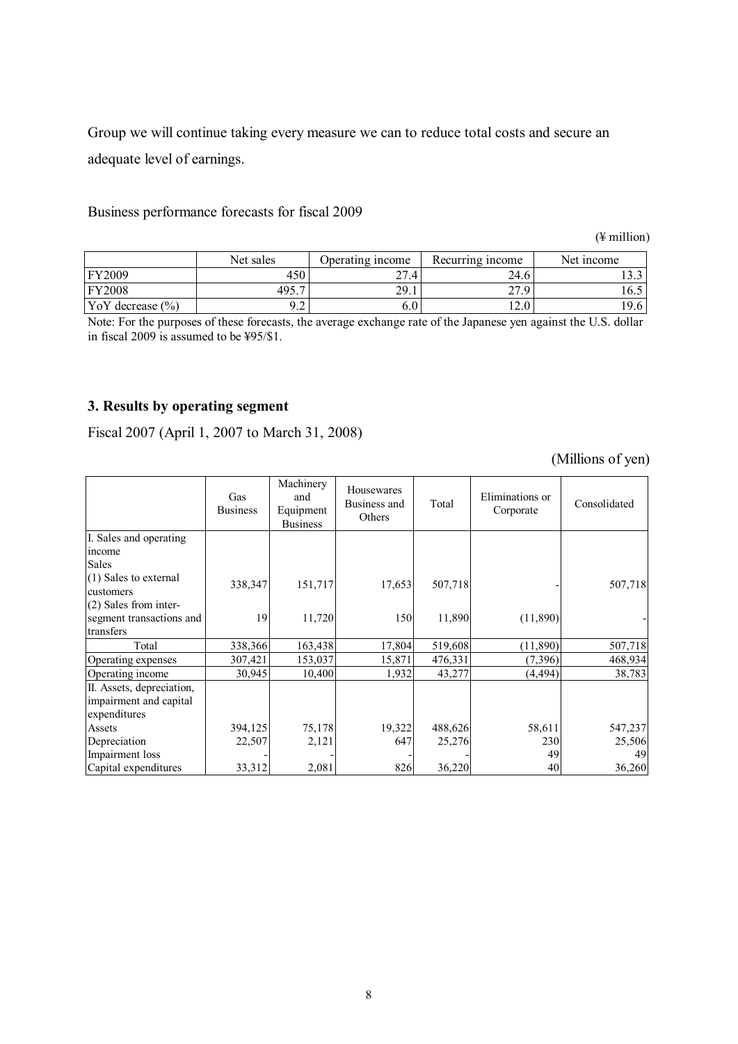Group we will continue taking every measure we can to reduce total costs and secure an adequate level of earnings.

Business performance forecasts for fiscal 2009

(¥ million)

| | Net sales | Operating income | Recurring income | Net income |
|---|---|---|---|---|
| FY2009 | 450 | 27.4 | 24.6 | 13.3 |
| FY2008 | 495.7 | 29.1 | 27.9 | 16.5 |
| YoY decrease (%) | 9.2 | 6.0 | 12.0 | 19.6 |

Note: For the purposes of these forecasts, the average exchange rate of the Japanese yen against the U.S. dollar in fiscal 2009 is assumed to be ¥95/$1.

### 3. Results by operating segment

Fiscal 2007 (April 1, 2007 to March 31, 2008)

(Millions of yen)

| | Gas Business | Machinery and Equipment Business | Housewares Business and Others | Total | Eliminations or Corporate | Consolidated |
|---|---|---|---|---|---|---|
| I. Sales and operating income | | | | | | |
| Sales | | | | | | |
| (1) Sales to external customers | 338,347 | 151,717 | 17,653 | 507,718 | - | 507,718 |
| (2) Sales from inter-segment transactions and transfers | 19 | 11,720 | 150 | 11,890 | (11,890) | - |
| Total | 338,366 | 163,438 | 17,804 | 519,608 | (11,890) | 507,718 |
| Operating expenses | 307,421 | 153,037 | 15,871 | 476,331 | (7,396) | 468,934 |
| Operating income | 30,945 | 10,400 | 1,932 | 43,277 | (4,494) | 38,783 |
| II. Assets, depreciation, impairment and capital expenditures | | | | | | |
| Assets | 394,125 | 75,178 | 19,322 | 488,626 | 58,611 | 547,237 |
| Depreciation | 22,507 | 2,121 | 647 | 25,276 | 230 | 25,506 |
| Impairment loss | - | - | - | - | 49 | 49 |
| Capital expenditures | 33,312 | 2,081 | 826 | 36,220 | 40 | 36,260 |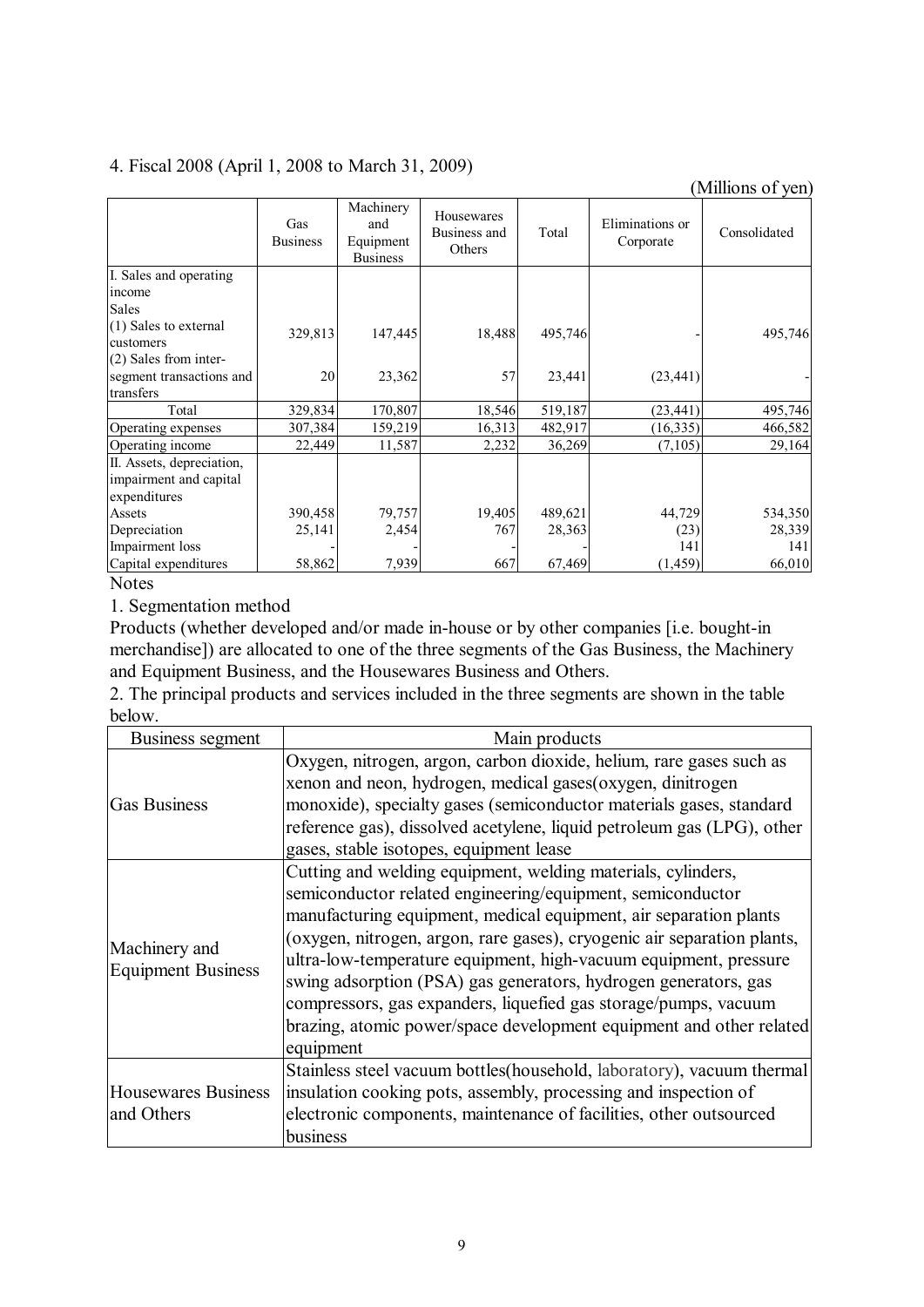4. Fiscal 2008 (April 1, 2008 to March 31, 2009)

(Millions of yen)

| | Gas Business | Machinery and Equipment Business | Housewares Business and Others | Total | Eliminations or Corporate | Consolidated |
|---|---|---|---|---|---|---|
| I. Sales and operating income | | | | | | |
| Sales | | | | | | |
| (1) Sales to external customers | 329,813 | 147,445 | 18,488 | 495,746 | - | 495,746 |
| (2) Sales from inter-segment transactions and transfers | 20 | 23,362 | 57 | 23,441 | (23,441) | - |
| Total | 329,834 | 170,807 | 18,546 | 519,187 | (23,441) | 495,746 |
| Operating expenses | 307,384 | 159,219 | 16,313 | 482,917 | (16,335) | 466,582 |
| Operating income | 22,449 | 11,587 | 2,232 | 36,269 | (7,105) | 29,164 |
| II. Assets, depreciation, impairment and capital expenditures | | | | | | |
| Assets | 390,458 | 79,757 | 19,405 | 489,621 | 44,729 | 534,350 |
| Depreciation | 25,141 | 2,454 | 767 | 28,363 | (23) | 28,339 |
| Impairment loss | - | - | - | - | 141 | 141 |
| Capital expenditures | 58,862 | 7,939 | 667 | 67,469 | (1,459) | 66,010 |

Notes

1. Segmentation method

Products (whether developed and/or made in-house or by other companies [i.e. bought-in merchandise]) are allocated to one of the three segments of the Gas Business, the Machinery and Equipment Business, and the Housewares Business and Others.

2. The principal products and services included in the three segments are shown in the table below.

| Business segment | Main products |
|---|---|
| Gas Business | Oxygen, nitrogen, argon, carbon dioxide, helium, rare gases such as xenon and neon, hydrogen, medical gases(oxygen, dinitrogen monoxide), specialty gases (semiconductor materials gases, standard reference gas), dissolved acetylene, liquid petroleum gas (LPG), other gases, stable isotopes, equipment lease |
| Machinery and Equipment Business | Cutting and welding equipment, welding materials, cylinders, semiconductor related engineering/equipment, semiconductor manufacturing equipment, medical equipment, air separation plants (oxygen, nitrogen, argon, rare gases), cryogenic air separation plants, ultra-low-temperature equipment, high-vacuum equipment, pressure swing adsorption (PSA) gas generators, hydrogen generators, gas compressors, gas expanders, liquefied gas storage/pumps, vacuum brazing, atomic power/space development equipment and other related equipment |
| Housewares Business and Others | Stainless steel vacuum bottles(household, laboratory), vacuum thermal insulation cooking pots, assembly, processing and inspection of electronic components, maintenance of facilities, other outsourced business |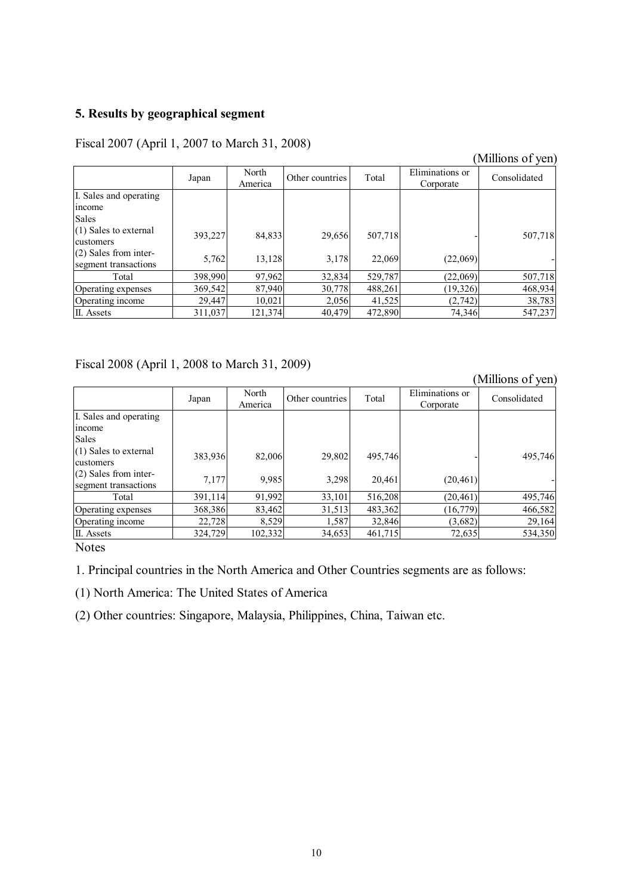## 5. Results by geographical segment

Fiscal 2007 (April 1, 2007 to March 31, 2008)

(Millions of yen)

| | Japan | North America | Other countries | Total | Eliminations or Corporate | Consolidated |
|---|---|---|---|---|---|---|
| I. Sales and operating income | | | | | | |
| Sales | | | | | | |
| (1) Sales to external customers | 393,227 | 84,833 | 29,656 | 507,718 | - | 507,718 |
| (2) Sales from inter-segment transactions | 5,762 | 13,128 | 3,178 | 22,069 | (22,069) | - |
| Total | 398,990 | 97,962 | 32,834 | 529,787 | (22,069) | 507,718 |
| Operating expenses | 369,542 | 87,940 | 30,778 | 488,261 | (19,326) | 468,934 |
| Operating income | 29,447 | 10,021 | 2,056 | 41,525 | (2,742) | 38,783 |
| II. Assets | 311,037 | 121,374 | 40,479 | 472,890 | 74,346 | 547,237 |

Fiscal 2008 (April 1, 2008 to March 31, 2009)

(Millions of yen)

| | Japan | North America | Other countries | Total | Eliminations or Corporate | Consolidated |
|---|---|---|---|---|---|---|
| I. Sales and operating income | | | | | | |
| Sales | | | | | | |
| (1) Sales to external customers | 383,936 | 82,006 | 29,802 | 495,746 | - | 495,746 |
| (2) Sales from inter-segment transactions | 7,177 | 9,985 | 3,298 | 20,461 | (20,461) | - |
| Total | 391,114 | 91,992 | 33,101 | 516,208 | (20,461) | 495,746 |
| Operating expenses | 368,386 | 83,462 | 31,513 | 483,362 | (16,779) | 466,582 |
| Operating income | 22,728 | 8,529 | 1,587 | 32,846 | (3,682) | 29,164 |
| II. Assets | 324,729 | 102,332 | 34,653 | 461,715 | 72,635 | 534,350 |

Notes

1. Principal countries in the North America and Other Countries segments are as follows:

(1) North America: The United States of America

(2) Other countries: Singapore, Malaysia, Philippines, China, Taiwan etc.